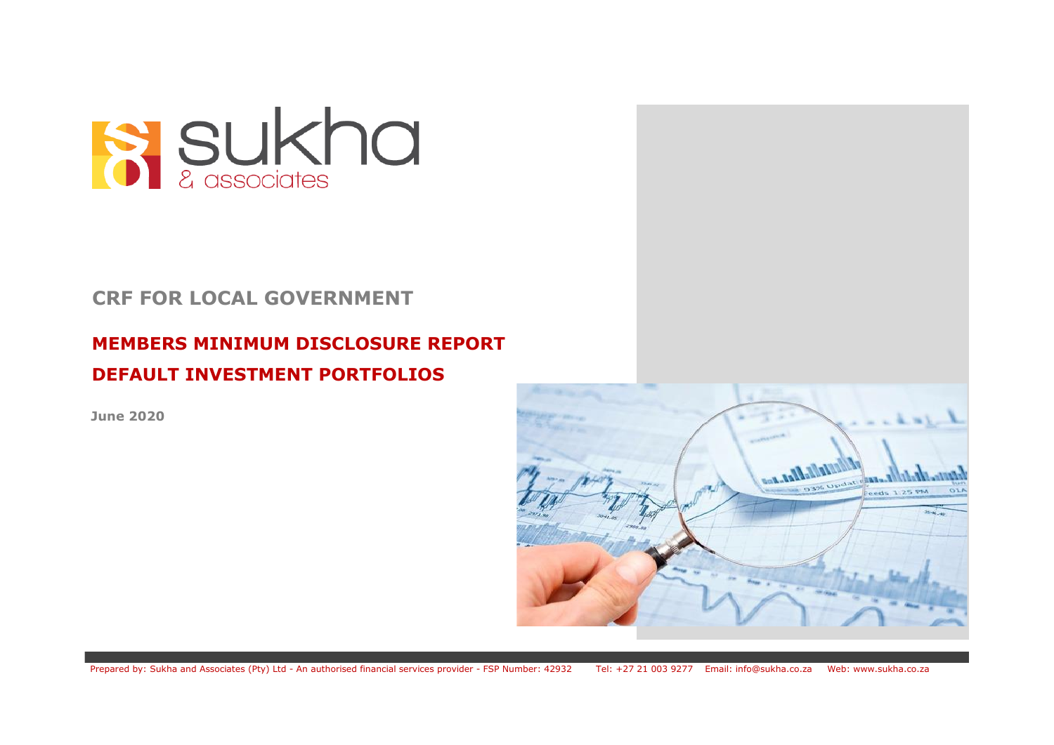sukha & associates

## CRF FOR LOCAL GOVERNMENT

# MEMBERS MINIMUM DISCLOSURE REPORT
# DEFAULT INVESTMENT PORTFOLIOS

**June 2020**

Prepared by: Sukha and Associates (Pty) Ltd - An authorised financial services provider - FSP Number: 42932 Tel: +27 21 003 9277 Email: info@sukha.co.za Web: www.sukha.co.za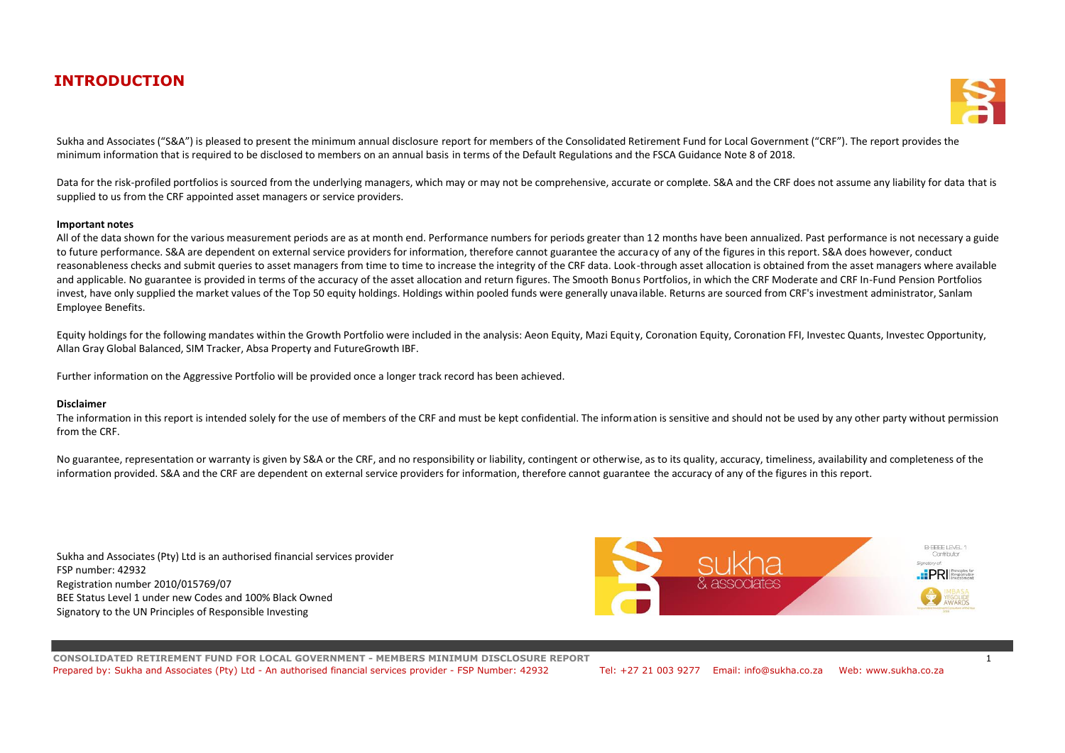# INTRODUCTION

Sukha and Associates ("S&A") is pleased to present the minimum annual disclosure report for members of the Consolidated Retirement Fund for Local Government ("CRF"). The report provides the minimum information that is required to be disclosed to members on an annual basis in terms of the Default Regulations and the FSCA Guidance Note 8 of 2018.

Data for the risk-profiled portfolios is sourced from the underlying managers, which may or may not be comprehensive, accurate or complete. S&A and the CRF does not assume any liability for data that is supplied to us from the CRF appointed asset managers or service providers.

**Important notes**

All of the data shown for the various measurement periods are as at month end. Performance numbers for periods greater than 12 months have been annualized. Past performance is not necessary a guide to future performance. S&A are dependent on external service providers for information, therefore cannot guarantee the accuracy of any of the figures in this report. S&A does however, conduct reasonableness checks and submit queries to asset managers from time to time to increase the integrity of the CRF data. Look-through asset allocation is obtained from the asset managers where available and applicable. No guarantee is provided in terms of the accuracy of the asset allocation and return figures. The Smooth Bonus Portfolios, in which the CRF Moderate and CRF In-Fund Pension Portfolios invest, have only supplied the market values of the Top 50 equity holdings. Holdings within pooled funds were generally unavailable. Returns are sourced from CRF's investment administrator, Sanlam Employee Benefits.

Equity holdings for the following mandates within the Growth Portfolio were included in the analysis: Aeon Equity, Mazi Equity, Coronation Equity, Coronation FFI, Investec Quants, Investec Opportunity, Allan Gray Global Balanced, SIM Tracker, Absa Property and FutureGrowth IBF.

Further information on the Aggressive Portfolio will be provided once a longer track record has been achieved.

**Disclaimer**

The information in this report is intended solely for the use of members of the CRF and must be kept confidential. The information is sensitive and should not be used by any other party without permission from the CRF.

No guarantee, representation or warranty is given by S&A or the CRF, and no responsibility or liability, contingent or otherwise, as to its quality, accuracy, timeliness, availability and completeness of the information provided. S&A and the CRF are dependent on external service providers for information, therefore cannot guarantee the accuracy of any of the figures in this report.

Sukha and Associates (Pty) Ltd is an authorised financial services provider
FSP number: 42932
Registration number 2010/015769/07
BEE Status Level 1 under new Codes and 100% Black Owned
Signatory to the UN Principles of Responsible Investing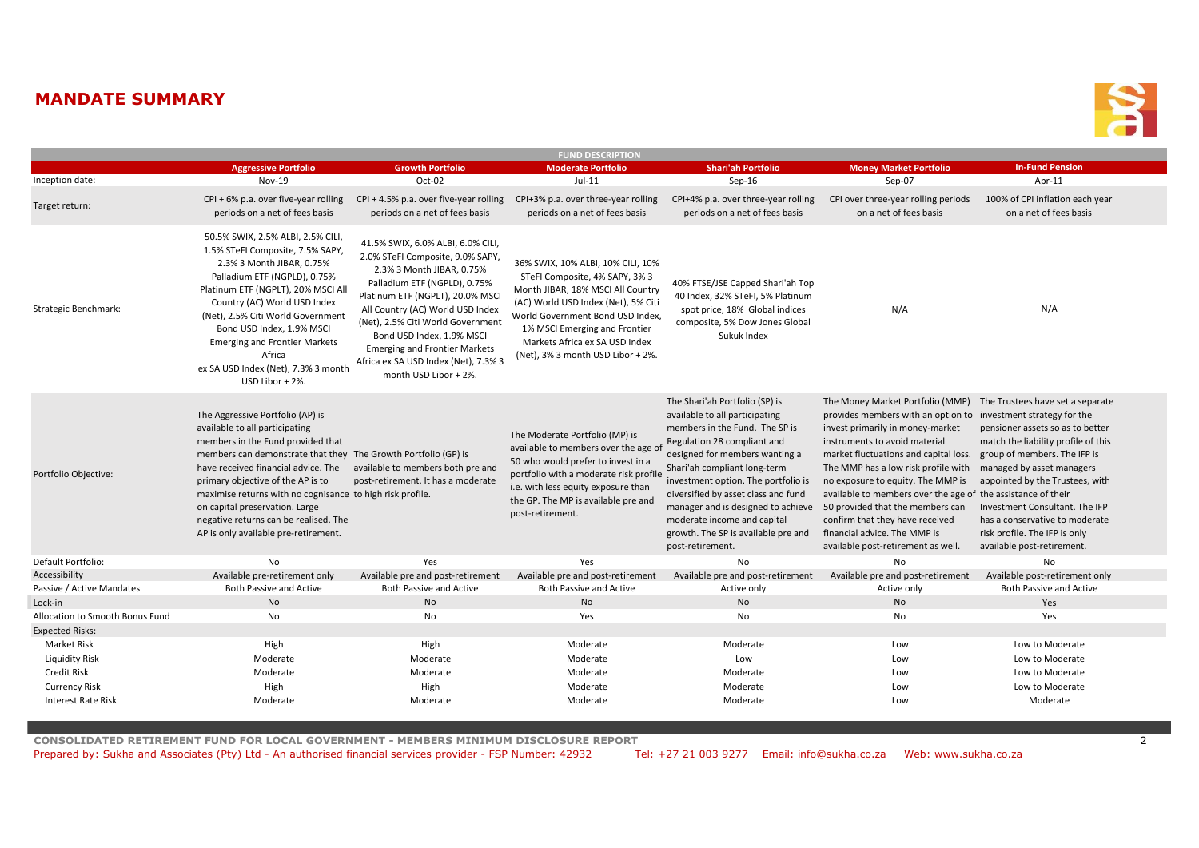## MANDATE SUMMARY

| FUND DESCRIPTION | Aggressive Portfolio | Growth Portfolio | Moderate Portfolio | Shari'ah Portfolio | Money Market Portfolio | In-Fund Pension |
|---|---|---|---|---|---|---|
| Inception date: | Nov-19 | Oct-02 | Jul-11 | Sep-16 | Sep-07 | Apr-11 |
| Target return: | CPI + 6% p.a. over five-year rolling periods on a net of fees basis | CPI + 4.5% p.a. over five-year rolling periods on a net of fees basis | CPI+3% p.a. over three-year rolling periods on a net of fees basis | CPI+4% p.a. over three-year rolling periods on a net of fees basis | CPI over three-year rolling periods on a net of fees basis | 100% of CPI inflation each year on a net of fees basis |
| Strategic Benchmark: | 50.5% SWIX, 2.5% ALBI, 2.5% CILI, 1.5% STeFI Composite, 7.5% SAPY, 2.3% 3 Month JIBAR, 0.75% Palladium ETF (NGPLD), 0.75% Platinum ETF (NGPLT), 20% MSCI All Country (AC) World USD Index (Net), 2.5% Citi World Government Bond USD Index, 1.9% MSCI Emerging and Frontier Markets Africa ex SA USD Index (Net), 7.3% 3 month USD Libor + 2%. | 41.5% SWIX, 6.0% ALBI, 6.0% CILI, 2.0% STeFI Composite, 9.0% SAPY, 2.3% 3 Month JIBAR, 0.75% Palladium ETF (NGPLD), 0.75% Platinum ETF (NGPLT), 20.0% MSCI All Country (AC) World USD Index (Net), 2.5% Citi World Government Bond USD Index, 1.9% MSCI Emerging and Frontier Markets Africa ex SA USD Index (Net), 7.3% 3 month USD Libor + 2%. | 36% SWIX, 10% ALBI, 10% CILI, 10% STeFI Composite, 4% SAPY, 3% 3 Month JIBAR, 18% MSCI All Country (AC) World USD Index (Net), 5% Citi World Government Bond USD Index, 1% MSCI Emerging and Frontier Markets Africa ex SA USD Index (Net), 3% 3 month USD Libor + 2%. | 40% FTSE/JSE Capped Shari'ah Top 40 Index, 32% STeFI, 5% Platinum spot price, 18% Global indices composite, 5% Dow Jones Global Sukuk Index | N/A | N/A |
| Portfolio Objective: | The Aggressive Portfolio (AP) is available to all participating members in the Fund provided that they can demonstrate that they have received financial advice. The primary objective of the AP is to maximise returns with no cognisance on capital preservation. Large negative returns can be realised. The AP is only available pre-retirement. | The Growth Portfolio (GP) is available to members both pre and post-retirement. It has a moderate to high risk profile. | The Moderate Portfolio (MP) is available to members over the age of 50 who would prefer to invest in a portfolio with a moderate risk profile i.e. with less equity exposure than the GP. The MP is available pre and post-retirement. | The Shari'ah Portfolio (SP) is available to all participating members in the Fund. The SP is Regulation 28 compliant and designed for members wanting a Shari'ah compliant long-term investment option. The portfolio is diversified by asset class and fund manager and is designed to achieve moderate income and capital growth. The SP is available pre and post-retirement. | The Money Market Portfolio (MMP) provides members with an option to invest primarily in money-market instruments to avoid material market fluctuations and capital loss. The MMP has a low risk profile with no exposure to equity. The MMP is available to members over the age of 50 provided that the members can confirm that they have received financial advice. The MMP is available post-retirement as well. | The Trustees have set a separate investment strategy for the pensioner assets so as to better match the liability profile of this group of members. The IFP is managed by asset managers appointed by the Trustees, with the assistance of their Investment Consultant. The IFP has a conservative to moderate risk profile. The IFP is only available post-retirement. |
| Default Portfolio: | No | Yes | Yes | No | No | No |
| Accessibility | Available pre-retirement only | Available pre and post-retirement | Available pre and post-retirement | Available pre and post-retirement | Available pre and post-retirement | Available post-retirement only |
| Passive / Active Mandates | Both Passive and Active | Both Passive and Active | Both Passive and Active | Active only | Active only | Both Passive and Active |
| Lock-in | No | No | No | No | No | Yes |
| Allocation to Smooth Bonus Fund | No | No | Yes | No | No | Yes |
| Expected Risks: | | | | | | |
| Market Risk | High | High | Moderate | Moderate | Low | Low to Moderate |
| Liquidity Risk | Moderate | Moderate | Moderate | Low | Low | Low to Moderate |
| Credit Risk | Moderate | Moderate | Moderate | Moderate | Low | Low to Moderate |
| Currency Risk | High | High | Moderate | Moderate | Low | Low to Moderate |
| Interest Rate Risk | Moderate | Moderate | Moderate | Moderate | Low | Moderate |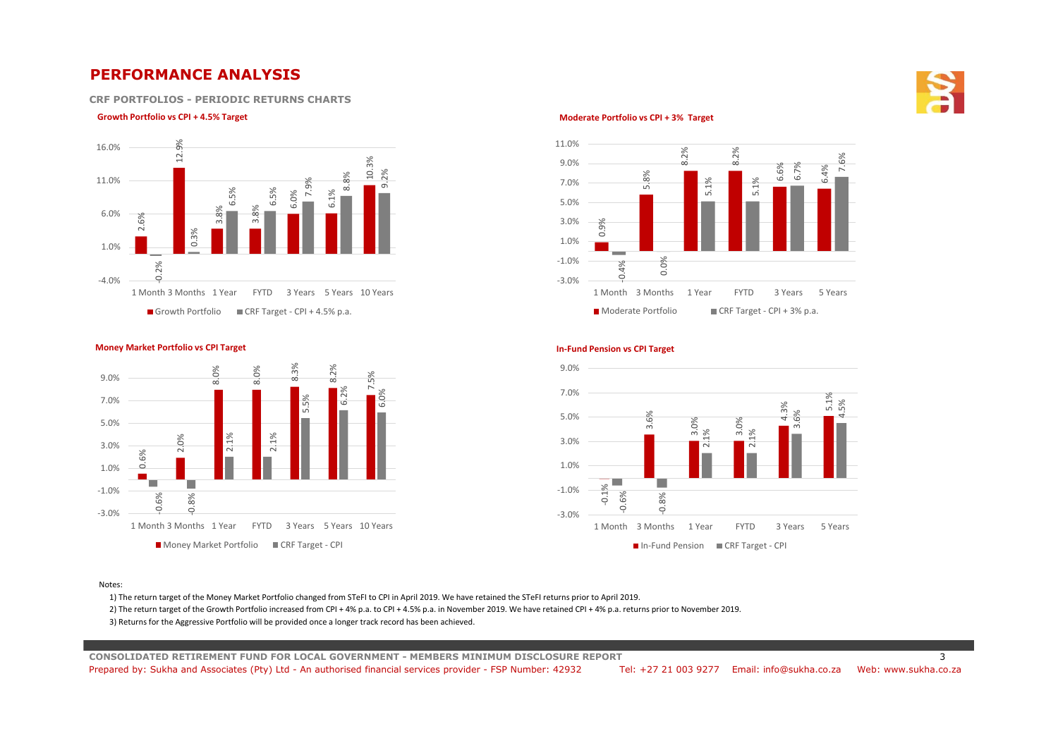# PERFORMANCE ANALYSIS

## CRF PORTFOLIOS - PERIODIC RETURNS CHARTS

### Growth Portfolio vs CPI + 4.5% Target

| | 1 Month | 3 Months | 1 Year | FYTD | 3 Years | 5 Years | 10 Years |
|---|---|---|---|---|---|---|---|
| Growth Portfolio | 2.6% | 12.9% | 3.8% | 3.8% | 6.0% | 6.1% | 10.3% |
| CRF Target - CPI + 4.5% p.a. | -0.2% | 0.3% | 6.5% | 6.5% | 7.9% | 8.8% | 9.2% |

### Moderate Portfolio vs CPI + 3% Target

| | 1 Month | 3 Months | 1 Year | FYTD | 3 Years | 5 Years |
|---|---|---|---|---|---|---|
| Moderate Portfolio | 0.9% | 5.8% | 8.2% | 8.2% | 6.6% | 6.4% |
| CRF Target - CPI + 3% p.a. | -0.4% | 0.0% | 5.1% | 5.1% | 6.7% | 7.6% |

### Money Market Portfolio vs CPI Target

| | 1 Month | 3 Months | 1 Year | FYTD | 3 Years | 5 Years | 10 Years |
|---|---|---|---|---|---|---|---|
| Money Market Portfolio | 0.6% | 2.0% | 8.0% | 8.0% | 8.3% | 8.2% | 7.5% |
| CRF Target - CPI | -0.6% | -0.8% | 2.1% | 2.1% | 5.5% | 6.2% | 6.0% |

### In-Fund Pension vs CPI Target

| | 1 Month | 3 Months | 1 Year | FYTD | 3 Years | 5 Years |
|---|---|---|---|---|---|---|
| In-Fund Pension | -0.1% | 3.6% | 3.0% | 3.0% | 4.3% | 5.1% |
| CRF Target - CPI | -0.6% | -0.8% | 2.1% | 2.1% | 3.6% | 4.5% |

Notes:

1) The return target of the Money Market Portfolio changed from STeFI to CPI in April 2019. We have retained the STeFI returns prior to April 2019.

2) The return target of the Growth Portfolio increased from CPI + 4% p.a. to CPI + 4.5% p.a. in November 2019. We have retained CPI + 4% p.a. returns prior to November 2019.

3) Returns for the Aggressive Portfolio will be provided once a longer track record has been achieved.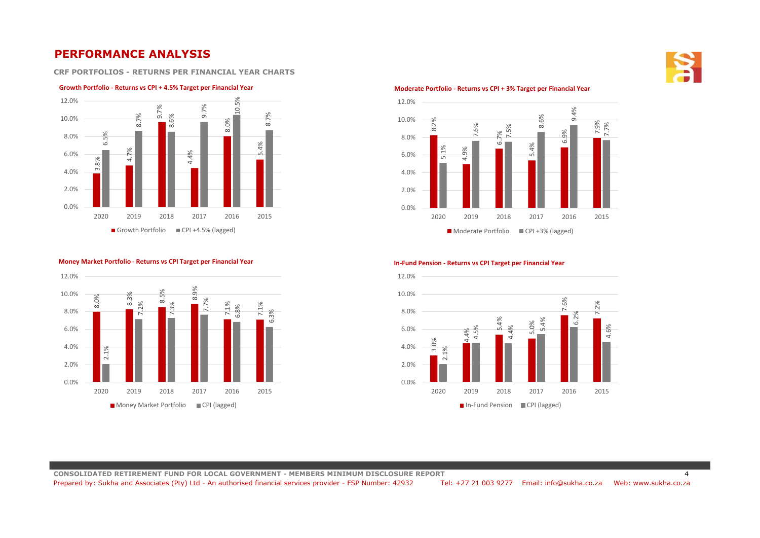# PERFORMANCE ANALYSIS

### CRF PORTFOLIOS - RETURNS PER FINANCIAL YEAR CHARTS

**Growth Portfolio - Returns vs CPI + 4.5% Target per Financial Year**

| | 2020 | 2019 | 2018 | 2017 | 2016 | 2015 |
|---|---|---|---|---|---|---|
| Growth Portfolio | 3.8% | 4.7% | 9.7% | 4.4% | 8.0% | 5.4% |
| CPI +4.5% (lagged) | 6.5% | 8.7% | 8.6% | 9.7% | 10.5% | 8.7% |

**Moderate Portfolio - Returns vs CPI + 3% Target per Financial Year**

| | 2020 | 2019 | 2018 | 2017 | 2016 | 2015 |
|---|---|---|---|---|---|---|
| Moderate Portfolio | 8.2% | 4.9% | 6.7% | 5.4% | 6.9% | 7.9% |
| CPI +3% (lagged) | 5.1% | 7.6% | 7.5% | 8.6% | 9.4% | 7.7% |

**Money Market Portfolio - Returns vs CPI Target per Financial Year**

| | 2020 | 2019 | 2018 | 2017 | 2016 | 2015 |
|---|---|---|---|---|---|---|
| Money Market Portfolio | 8.0% | 8.3% | 8.5% | 8.9% | 7.1% | 7.1% |
| CPI (lagged) | 2.1% | 7.2% | 7.3% | 7.7% | 6.8% | 6.3% |

**In-Fund Pension - Returns vs CPI Target per Financial Year**

| | 2020 | 2019 | 2018 | 2017 | 2016 | 2015 |
|---|---|---|---|---|---|---|
| In-Fund Pension | 3.0% | 4.4% | 5.4% | 5.0% | 7.6% | 7.2% |
| CPI (lagged) | 2.1% | 4.5% | 4.4% | 5.4% | 6.2% | 4.6% |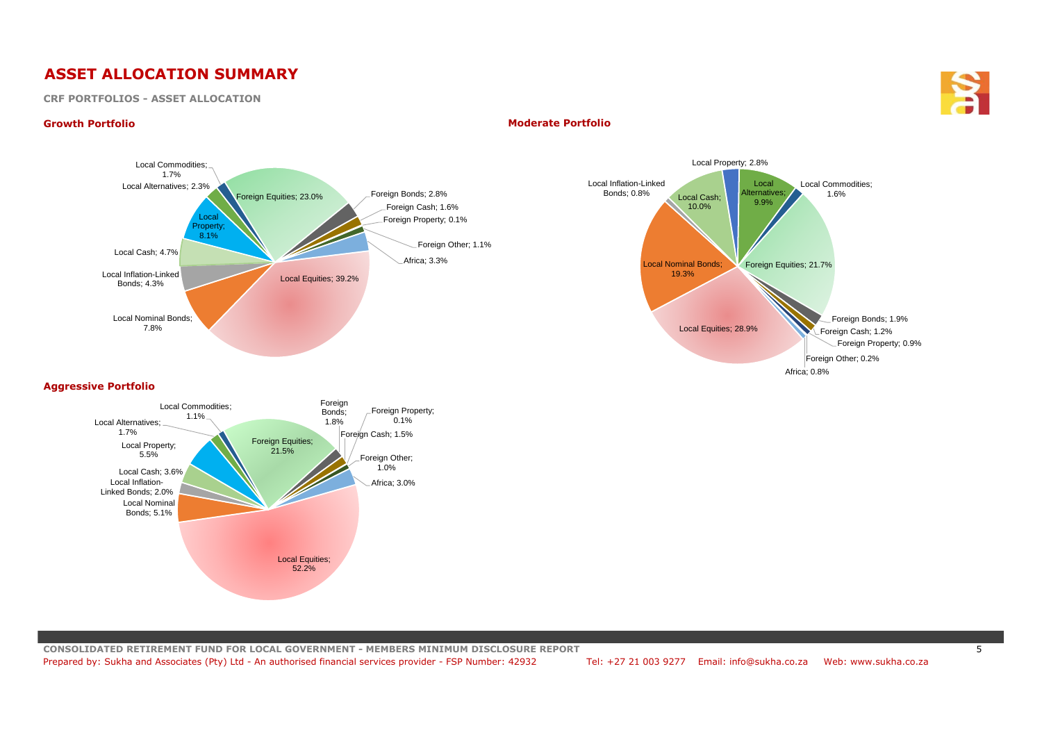# ASSET ALLOCATION SUMMARY

**CRF PORTFOLIOS - ASSET ALLOCATION**

### Growth Portfolio

| Asset Class | Allocation |
|---|---|
| Local Equities | 39.2% |
| Local Nominal Bonds | 7.8% |
| Local Inflation-Linked Bonds | 4.3% |
| Local Cash | 4.7% |
| Local Property | 8.1% |
| Local Alternatives | 2.3% |
| Local Commodities | 1.7% |
| Foreign Equities | 23.0% |
| Foreign Bonds | 2.8% |
| Foreign Cash | 1.6% |
| Foreign Property | 0.1% |
| Foreign Other | 1.1% |
| Africa | 3.3% |

### Moderate Portfolio

| Asset Class | Allocation |
|---|---|
| Local Equities | 28.9% |
| Local Nominal Bonds | 19.3% |
| Local Inflation-Linked Bonds | 0.8% |
| Local Cash | 10.0% |
| Local Property | 2.8% |
| Local Alternatives | 9.9% |
| Local Commodities | 1.6% |
| Foreign Equities | 21.7% |
| Foreign Bonds | 1.9% |
| Foreign Cash | 1.2% |
| Foreign Property | 0.9% |
| Foreign Other | 0.2% |
| Africa | 0.8% |

### Aggressive Portfolio

| Asset Class | Allocation |
|---|---|
| Local Equities | 52.2% |
| Local Nominal Bonds | 5.1% |
| Local Inflation-Linked Bonds | 2.0% |
| Local Cash | 3.6% |
| Local Property | 5.5% |
| Local Alternatives | 1.7% |
| Local Commodities | 1.1% |
| Foreign Equities | 21.5% |
| Foreign Bonds | 1.8% |
| Foreign Cash | 1.5% |
| Foreign Property | 0.1% |
| Foreign Other | 1.0% |
| Africa | 3.0% |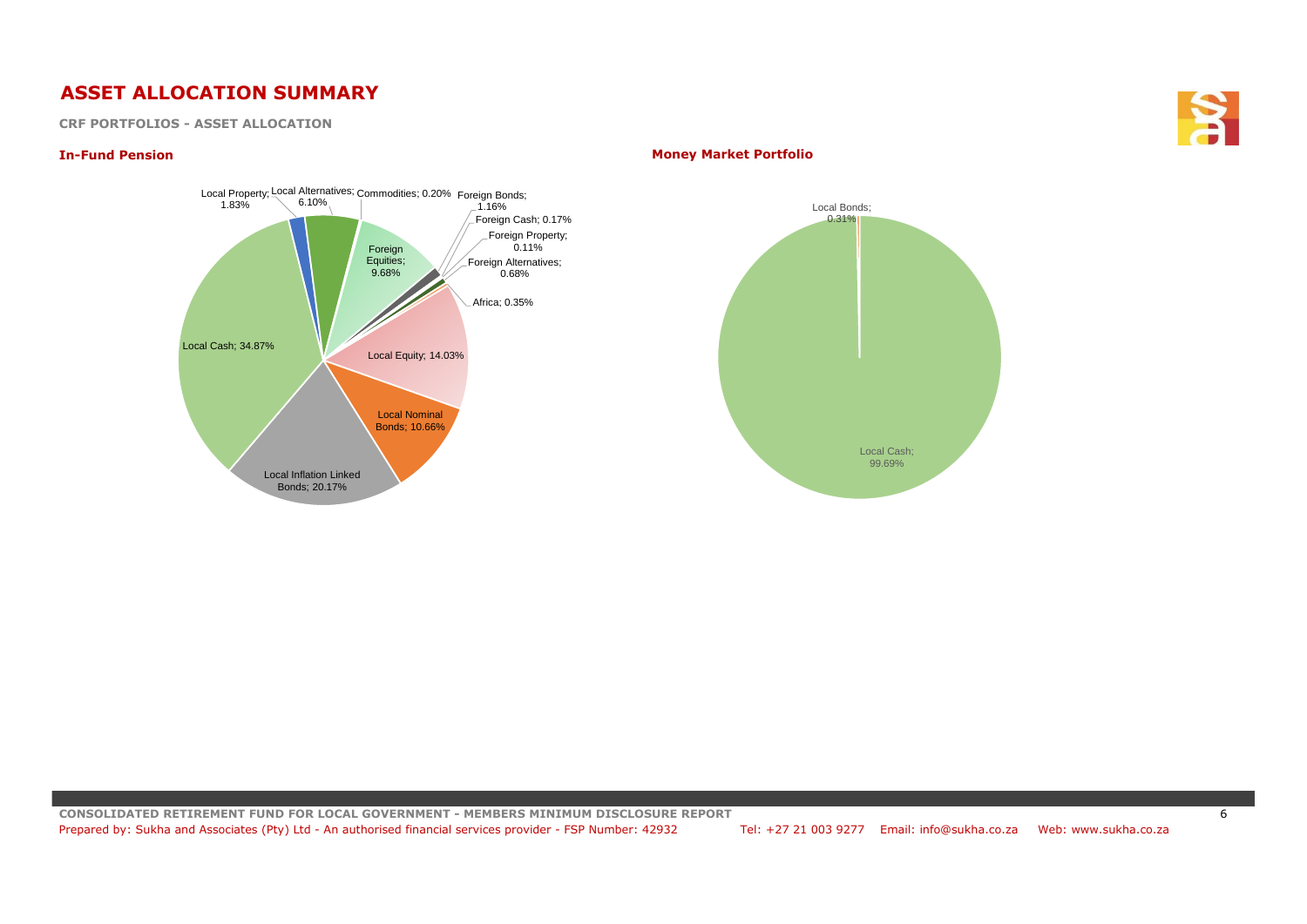# ASSET ALLOCATION SUMMARY

**CRF PORTFOLIOS - ASSET ALLOCATION**

### In-Fund Pension

| Asset Class | Allocation |
| --- | --- |
| Local Cash | 34.87% |
| Local Inflation Linked Bonds | 20.17% |
| Local Nominal Bonds | 10.66% |
| Local Equity | 14.03% |
| Local Property | 1.83% |
| Local Alternatives | 6.10% |
| Commodities | 0.20% |
| Foreign Equities | 9.68% |
| Foreign Bonds | 1.16% |
| Foreign Cash | 0.17% |
| Foreign Property | 0.11% |
| Foreign Alternatives | 0.68% |
| Africa | 0.35% |

### Money Market Portfolio

| Asset Class | Allocation |
| --- | --- |
| Local Cash | 99.69% |
| Local Bonds | 0.31% |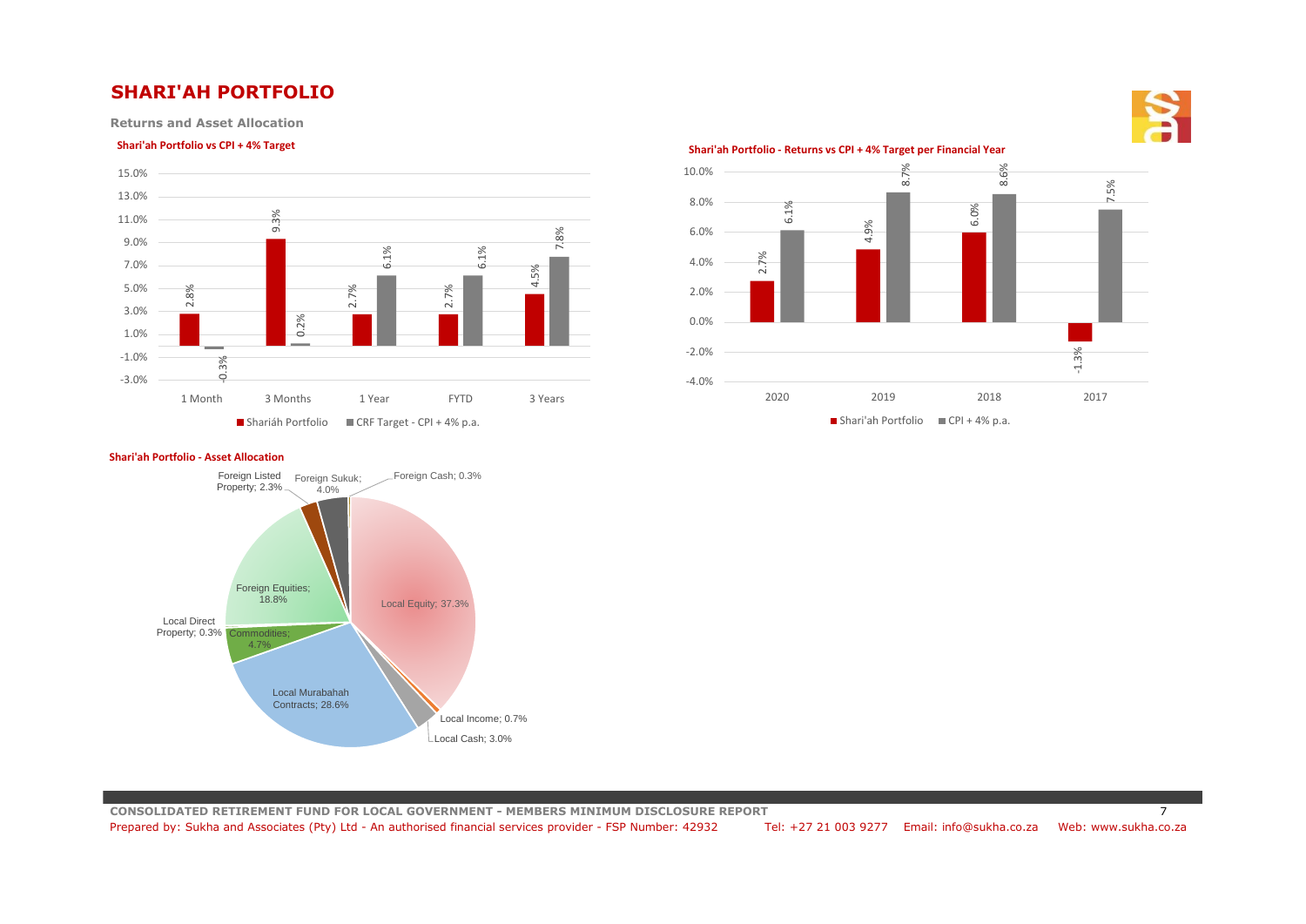# SHARI'AH PORTFOLIO

### Returns and Asset Allocation

**Shari'ah Portfolio vs CPI + 4% Target**

| | Shariáh Portfolio | CRF Target - CPI + 4% p.a. |
|---|---|---|
| 1 Month | 2.8% | -0.3% |
| 3 Months | 9.3% | 0.2% |
| 1 Year | 2.7% | 6.1% |
| FYTD | 2.7% | 6.1% |
| 3 Years | 4.5% | 7.8% |

**Shari'ah Portfolio - Returns vs CPI + 4% Target per Financial Year**

| | Shari'ah Portfolio | CPI + 4% p.a. |
|---|---|---|
| 2020 | 2.7% | 6.1% |
| 2019 | 4.9% | 8.7% |
| 2018 | 6.0% | 8.6% |
| 2017 | -1.3% | 7.5% |

**Shari'ah Portfolio - Asset Allocation**

| Asset Class | Allocation |
|---|---|
| Local Equity | 37.3% |
| Local Income | 0.7% |
| Local Cash | 3.0% |
| Local Murabahah Contracts | 28.6% |
| Commodities | 4.7% |
| Local Direct Property | 0.3% |
| Foreign Equities | 18.8% |
| Foreign Listed Property | 2.3% |
| Foreign Sukuk | 4.0% |
| Foreign Cash | 0.3% |

**CONSOLIDATED RETIREMENT FUND FOR LOCAL GOVERNMENT - MEMBERS MINIMUM DISCLOSURE REPORT**

Prepared by: Sukha and Associates (Pty) Ltd - An authorised financial services provider - FSP Number: 42932 Tel: +27 21 003 9277 Email: info@sukha.co.za Web: www.sukha.co.za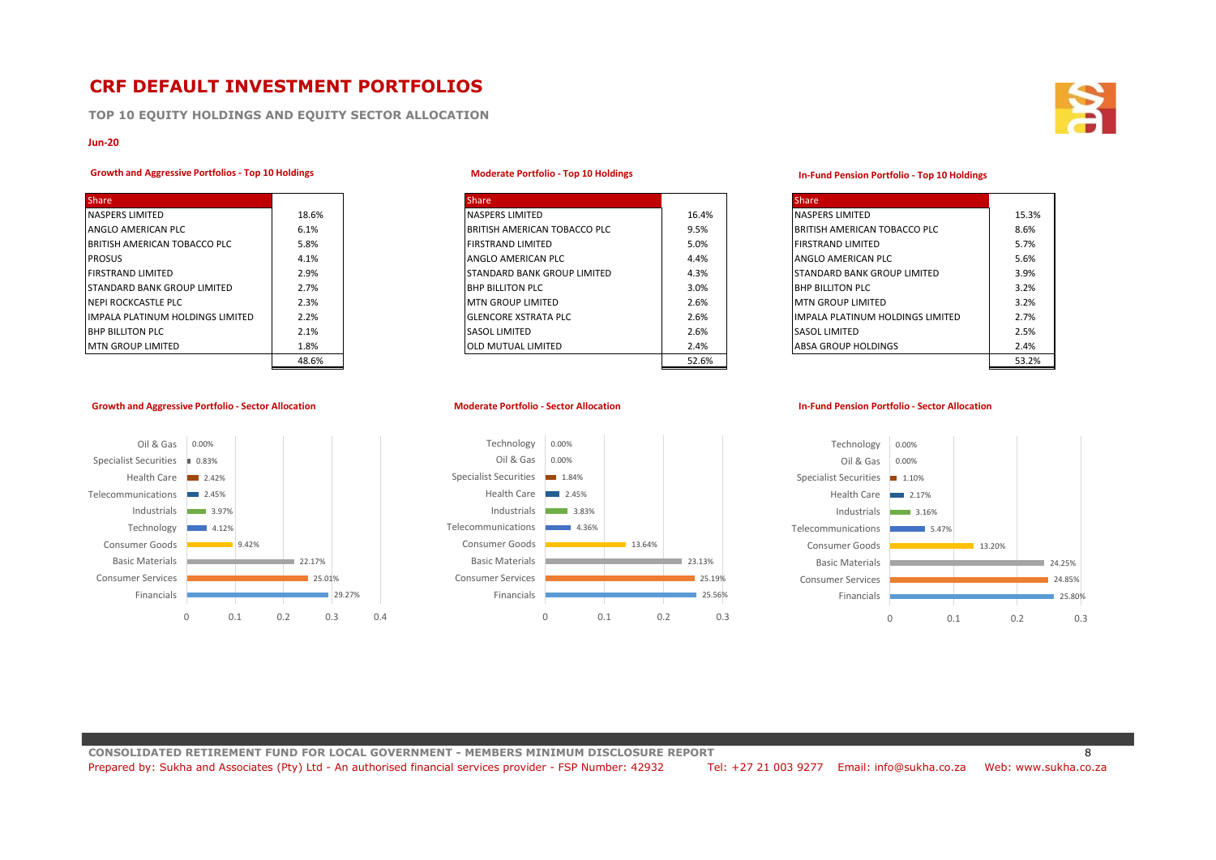# CRF DEFAULT INVESTMENT PORTFOLIOS

**TOP 10 EQUITY HOLDINGS AND EQUITY SECTOR ALLOCATION**

**Jun-20**

### Growth and Aggressive Portfolios - Top 10 Holdings

| Share | |
|---|---|
| NASPERS LIMITED | 18.6% |
| ANGLO AMERICAN PLC | 6.1% |
| BRITISH AMERICAN TOBACCO PLC | 5.8% |
| PROSUS | 4.1% |
| FIRSTRAND LIMITED | 2.9% |
| STANDARD BANK GROUP LIMITED | 2.7% |
| NEPI ROCKCASTLE PLC | 2.3% |
| IMPALA PLATINUM HOLDINGS LIMITED | 2.2% |
| BHP BILLITON PLC | 2.1% |
| MTN GROUP LIMITED | 1.8% |
| | 48.6% |

### Moderate Portfolio - Top 10 Holdings

| Share | |
|---|---|
| NASPERS LIMITED | 16.4% |
| BRITISH AMERICAN TOBACCO PLC | 9.5% |
| FIRSTRAND LIMITED | 5.0% |
| ANGLO AMERICAN PLC | 4.4% |
| STANDARD BANK GROUP LIMITED | 4.3% |
| BHP BILLITON PLC | 3.0% |
| MTN GROUP LIMITED | 2.6% |
| GLENCORE XSTRATA PLC | 2.6% |
| SASOL LIMITED | 2.6% |
| OLD MUTUAL LIMITED | 2.4% |
| | 52.6% |

### In-Fund Pension Portfolio - Top 10 Holdings

| Share | |
|---|---|
| NASPERS LIMITED | 15.3% |
| BRITISH AMERICAN TOBACCO PLC | 8.6% |
| FIRSTRAND LIMITED | 5.7% |
| ANGLO AMERICAN PLC | 5.6% |
| STANDARD BANK GROUP LIMITED | 3.9% |
| BHP BILLITON PLC | 3.2% |
| MTN GROUP LIMITED | 3.2% |
| IMPALA PLATINUM HOLDINGS LIMITED | 2.7% |
| SASOL LIMITED | 2.5% |
| ABSA GROUP HOLDINGS | 2.4% |
| | 53.2% |

### Growth and Aggressive Portfolio - Sector Allocation

| Sector | Allocation |
|---|---|
| Oil & Gas | 0.00% |
| Specialist Securities | 0.83% |
| Health Care | 2.42% |
| Telecommunications | 2.45% |
| Industrials | 3.97% |
| Technology | 4.12% |
| Consumer Goods | 9.42% |
| Basic Materials | 22.17% |
| Consumer Services | 25.01% |
| Financials | 29.27% |

### Moderate Portfolio - Sector Allocation

| Sector | Allocation |
|---|---|
| Technology | 0.00% |
| Oil & Gas | 0.00% |
| Specialist Securities | 1.84% |
| Health Care | 2.45% |
| Industrials | 3.83% |
| Telecommunications | 4.36% |
| Consumer Goods | 13.64% |
| Basic Materials | 23.13% |
| Consumer Services | 25.19% |
| Financials | 25.56% |

### In-Fund Pension Portfolio - Sector Allocation

| Sector | Allocation |
|---|---|
| Technology | 0.00% |
| Oil & Gas | 0.00% |
| Specialist Securities | 1.10% |
| Health Care | 2.17% |
| Industrials | 3.16% |
| Telecommunications | 5.47% |
| Consumer Goods | 13.20% |
| Basic Materials | 24.25% |
| Consumer Services | 24.85% |
| Financials | 25.80% |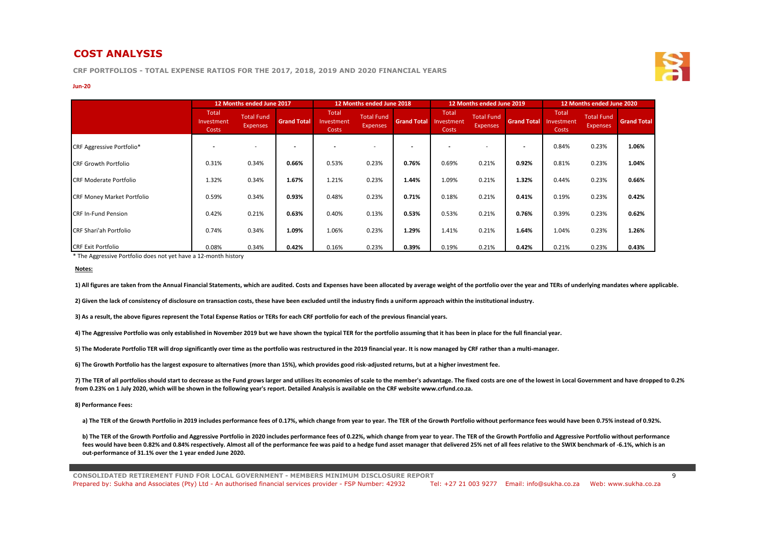# COST ANALYSIS

**CRF PORTFOLIOS - TOTAL EXPENSE RATIOS FOR THE 2017, 2018, 2019 AND 2020 FINANCIAL YEARS**

**Jun-20**

| | 12 Months ended June 2017 | | | 12 Months ended June 2018 | | | 12 Months ended June 2019 | | | 12 Months ended June 2020 | | |
|---|---|---|---|---|---|---|---|---|---|---|---|---|
| | Total Investment Costs | Total Fund Expenses | Grand Total | Total Investment Costs | Total Fund Expenses | Grand Total | Total Investment Costs | Total Fund Expenses | Grand Total | Total Investment Costs | Total Fund Expenses | Grand Total |
| CRF Aggressive Portfolio* | - | - | - | - | - | - | - | - | - | 0.84% | 0.23% | **1.06%** |
| CRF Growth Portfolio | 0.31% | 0.34% | **0.66%** | 0.53% | 0.23% | **0.76%** | 0.69% | 0.21% | **0.92%** | 0.81% | 0.23% | **1.04%** |
| CRF Moderate Portfolio | 1.32% | 0.34% | **1.67%** | 1.21% | 0.23% | **1.44%** | 1.09% | 0.21% | **1.32%** | 0.44% | 0.23% | **0.66%** |
| CRF Money Market Portfolio | 0.59% | 0.34% | **0.93%** | 0.48% | 0.23% | **0.71%** | 0.18% | 0.21% | **0.41%** | 0.19% | 0.23% | **0.42%** |
| CRF In-Fund Pension | 0.42% | 0.21% | **0.63%** | 0.40% | 0.13% | **0.53%** | 0.53% | 0.21% | **0.76%** | 0.39% | 0.23% | **0.62%** |
| CRF Shari'ah Portfolio | 0.74% | 0.34% | **1.09%** | 1.06% | 0.23% | **1.29%** | 1.41% | 0.21% | **1.64%** | 1.04% | 0.23% | **1.26%** |
| CRF Exit Portfolio | 0.08% | 0.34% | **0.42%** | 0.16% | 0.23% | **0.39%** | 0.19% | 0.21% | **0.42%** | 0.21% | 0.23% | **0.43%** |

\* The Aggressive Portfolio does not yet have a 12-month history

**Notes:**

**1) All figures are taken from the Annual Financial Statements, which are audited. Costs and Expenses have been allocated by average weight of the portfolio over the year and TERs of underlying mandates where applicable.**

**2) Given the lack of consistency of disclosure on transaction costs, these have been excluded until the industry finds a uniform approach within the institutional industry.**

**3) As a result, the above figures represent the Total Expense Ratios or TERs for each CRF portfolio for each of the previous financial years.**

**4) The Aggressive Portfolio was only established in November 2019 but we have shown the typical TER for the portfolio assuming that it has been in place for the full financial year.**

**5) The Moderate Portfolio TER will drop significantly over time as the portfolio was restructured in the 2019 financial year. It is now managed by CRF rather than a multi-manager.**

**6) The Growth Portfolio has the largest exposure to alternatives (more than 15%), which provides good risk-adjusted returns, but at a higher investment fee.**

**7) The TER of all portfolios should start to decrease as the Fund grows larger and utilises its economies of scale to the member's advantage. The fixed costs are one of the lowest in Local Government and have dropped to 0.2% from 0.23% on 1 July 2020, which will be shown in the following year's report. Detailed Analysis is available on the CRF website www.crfund.co.za.**

**8) Performance Fees:**

**a) The TER of the Growth Portfolio in 2019 includes performance fees of 0.17%, which change from year to year. The TER of the Growth Portfolio without performance fees would have been 0.75% instead of 0.92%.**

**b) The TER of the Growth Portfolio and Aggressive Portfolio in 2020 includes performance fees of 0.22%, which change from year to year. The TER of the Growth Portfolio and Aggressive Portfolio without performance fees would have been 0.82% and 0.84% respectively. Almost all of the performance fee was paid to a hedge fund asset manager that delivered 25% net of all fees relative to the SWIX benchmark of -6.1%, which is an out-performance of 31.1% over the 1 year ended June 2020.**